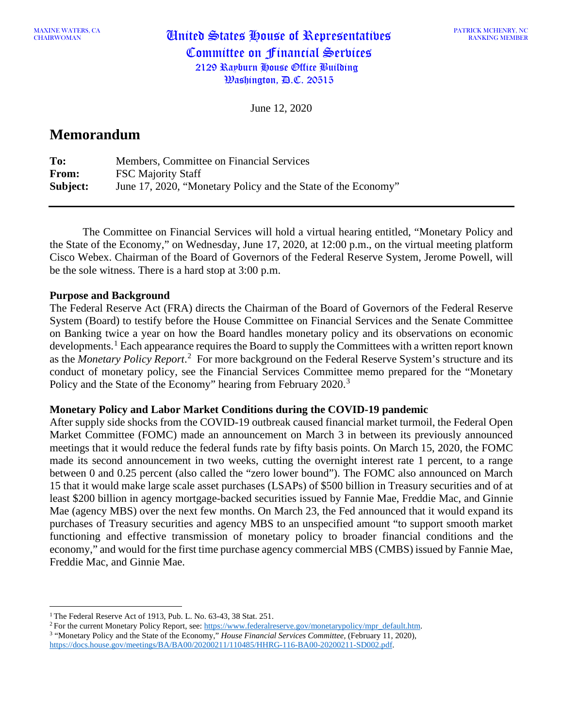MAXINE WATERS, CA
CHAIRWOMAN

# United States House of Representatives
## Committee on Financial Services
2129 Rayburn House Office Building
Washington, D.C. 20515

PATRICK MCHENRY, NC
RANKING MEMBER

June 12, 2020

# Memorandum

**To:** Members, Committee on Financial Services
**From:** FSC Majority Staff
**Subject:** June 17, 2020, "Monetary Policy and the State of the Economy"

---

The Committee on Financial Services will hold a virtual hearing entitled, "Monetary Policy and the State of the Economy," on Wednesday, June 17, 2020, at 12:00 p.m., on the virtual meeting platform Cisco Webex. Chairman of the Board of Governors of the Federal Reserve System, Jerome Powell, will be the sole witness. There is a hard stop at 3:00 p.m.

**Purpose and Background**

The Federal Reserve Act (FRA) directs the Chairman of the Board of Governors of the Federal Reserve System (Board) to testify before the House Committee on Financial Services and the Senate Committee on Banking twice a year on how the Board handles monetary policy and its observations on economic developments.[1] Each appearance requires the Board to supply the Committees with a written report known as the *Monetary Policy Report*.[2] For more background on the Federal Reserve System's structure and its conduct of monetary policy, see the Financial Services Committee memo prepared for the "Monetary Policy and the State of the Economy" hearing from February 2020.[3]

**Monetary Policy and Labor Market Conditions during the COVID-19 pandemic**

After supply side shocks from the COVID-19 outbreak caused financial market turmoil, the Federal Open Market Committee (FOMC) made an announcement on March 3 in between its previously announced meetings that it would reduce the federal funds rate by fifty basis points. On March 15, 2020, the FOMC made its second announcement in two weeks, cutting the overnight interest rate 1 percent, to a range between 0 and 0.25 percent (also called the "zero lower bound"). The FOMC also announced on March 15 that it would make large scale asset purchases (LSAPs) of $500 billion in Treasury securities and of at least $200 billion in agency mortgage-backed securities issued by Fannie Mae, Freddie Mac, and Ginnie Mae (agency MBS) over the next few months. On March 23, the Fed announced that it would expand its purchases of Treasury securities and agency MBS to an unspecified amount "to support smooth market functioning and effective transmission of monetary policy to broader financial conditions and the economy," and would for the first time purchase agency commercial MBS (CMBS) issued by Fannie Mae, Freddie Mac, and Ginnie Mae.

---

[1] The Federal Reserve Act of 1913, Pub. L. No. 63-43, 38 Stat. 251.

[2] For the current Monetary Policy Report, see: https://www.federalreserve.gov/monetarypolicy/mpr_default.htm.

[3] "Monetary Policy and the State of the Economy," *House Financial Services Committee*, (February 11, 2020), https://docs.house.gov/meetings/BA/BA00/20200211/110485/HHRG-116-BA00-20200211-SD002.pdf.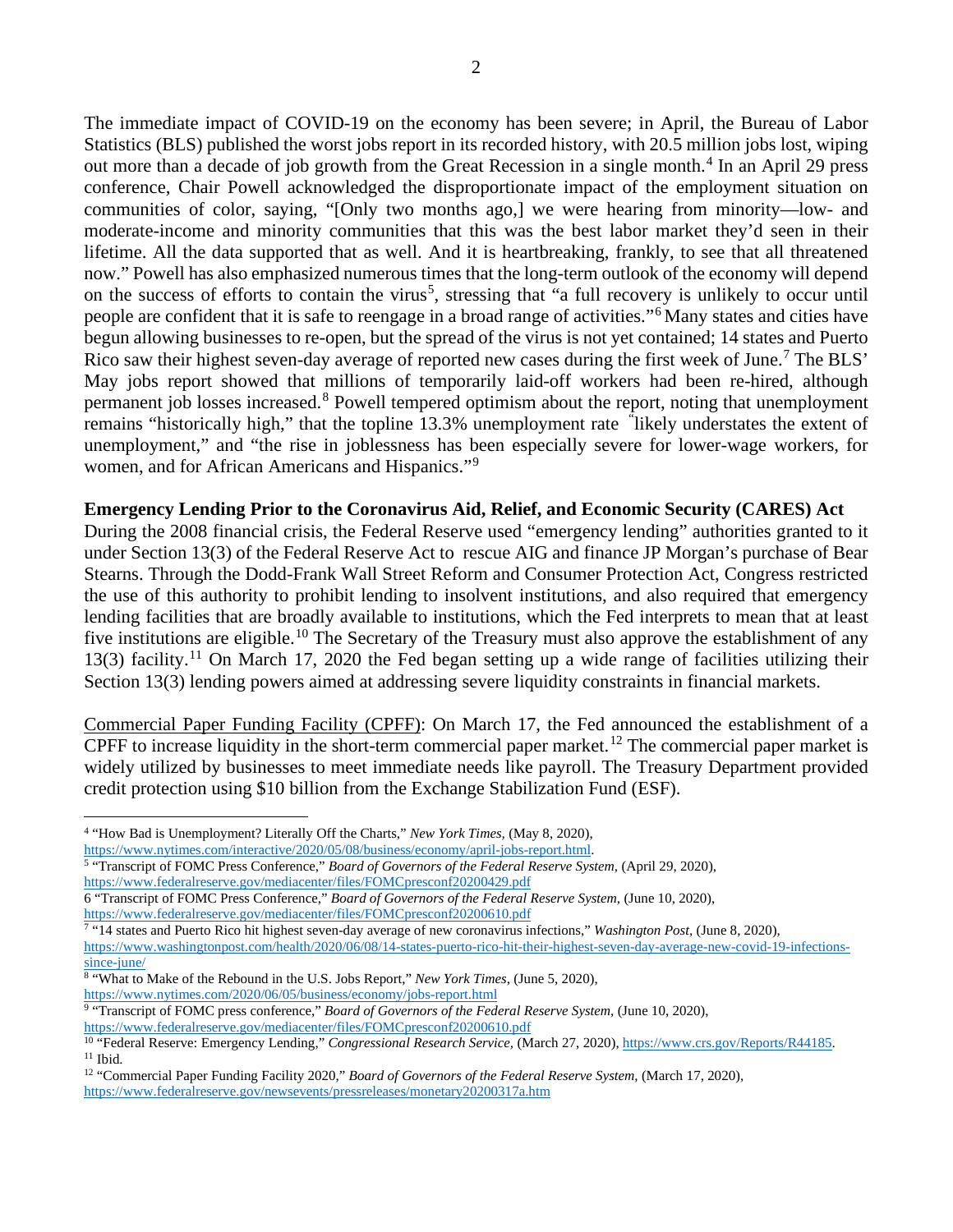The immediate impact of COVID-19 on the economy has been severe; in April, the Bureau of Labor Statistics (BLS) published the worst jobs report in its recorded history, with 20.5 million jobs lost, wiping out more than a decade of job growth from the Great Recession in a single month.[4] In an April 29 press conference, Chair Powell acknowledged the disproportionate impact of the employment situation on communities of color, saying, "[Only two months ago,] we were hearing from minority—low- and moderate-income and minority communities that this was the best labor market they'd seen in their lifetime. All the data supported that as well. And it is heartbreaking, frankly, to see that all threatened now." Powell has also emphasized numerous times that the long-term outlook of the economy will depend on the success of efforts to contain the virus[5], stressing that "a full recovery is unlikely to occur until people are confident that it is safe to reengage in a broad range of activities."[6] Many states and cities have begun allowing businesses to re-open, but the spread of the virus is not yet contained; 14 states and Puerto Rico saw their highest seven-day average of reported new cases during the first week of June.[7] The BLS' May jobs report showed that millions of temporarily laid-off workers had been re-hired, although permanent job losses increased.[8] Powell tempered optimism about the report, noting that unemployment remains "historically high," that the topline 13.3% unemployment rate "likely understates the extent of unemployment," and "the rise in joblessness has been especially severe for lower-wage workers, for women, and for African Americans and Hispanics."[9]

**Emergency Lending Prior to the Coronavirus Aid, Relief, and Economic Security (CARES) Act**

During the 2008 financial crisis, the Federal Reserve used "emergency lending" authorities granted to it under Section 13(3) of the Federal Reserve Act to rescue AIG and finance JP Morgan's purchase of Bear Stearns. Through the Dodd-Frank Wall Street Reform and Consumer Protection Act, Congress restricted the use of this authority to prohibit lending to insolvent institutions, and also required that emergency lending facilities that are broadly available to institutions, which the Fed interprets to mean that at least five institutions are eligible.[10] The Secretary of the Treasury must also approve the establishment of any 13(3) facility.[11] On March 17, 2020 the Fed began setting up a wide range of facilities utilizing their Section 13(3) lending powers aimed at addressing severe liquidity constraints in financial markets.

Commercial Paper Funding Facility (CPFF): On March 17, the Fed announced the establishment of a CPFF to increase liquidity in the short-term commercial paper market.[12] The commercial paper market is widely utilized by businesses to meet immediate needs like payroll. The Treasury Department provided credit protection using $10 billion from the Exchange Stabilization Fund (ESF).

---

[4] "How Bad is Unemployment? Literally Off the Charts," *New York Times,* (May 8, 2020), https://www.nytimes.com/interactive/2020/05/08/business/economy/april-jobs-report.html.

[5] "Transcript of FOMC Press Conference," *Board of Governors of the Federal Reserve System,* (April 29, 2020), https://www.federalreserve.gov/mediacenter/files/FOMCpresconf20200429.pdf

[6] "Transcript of FOMC Press Conference," *Board of Governors of the Federal Reserve System,* (June 10, 2020), https://www.federalreserve.gov/mediacenter/files/FOMCpresconf20200610.pdf

[7] "14 states and Puerto Rico hit highest seven-day average of new coronavirus infections," *Washington Post,* (June 8, 2020), https://www.washingtonpost.com/health/2020/06/08/14-states-puerto-rico-hit-their-highest-seven-day-average-new-covid-19-infections-since-june/

[8] "What to Make of the Rebound in the U.S. Jobs Report," *New York Times,* (June 5, 2020), https://www.nytimes.com/2020/06/05/business/economy/jobs-report.html

[9] "Transcript of FOMC press conference," *Board of Governors of the Federal Reserve System,* (June 10, 2020), https://www.federalreserve.gov/mediacenter/files/FOMCpresconf20200610.pdf

[10] "Federal Reserve: Emergency Lending," *Congressional Research Service,* (March 27, 2020), https://www.crs.gov/Reports/R44185.

[11] Ibid.

[12] "Commercial Paper Funding Facility 2020," *Board of Governors of the Federal Reserve System,* (March 17, 2020), https://www.federalreserve.gov/newsevents/pressreleases/monetary20200317a.htm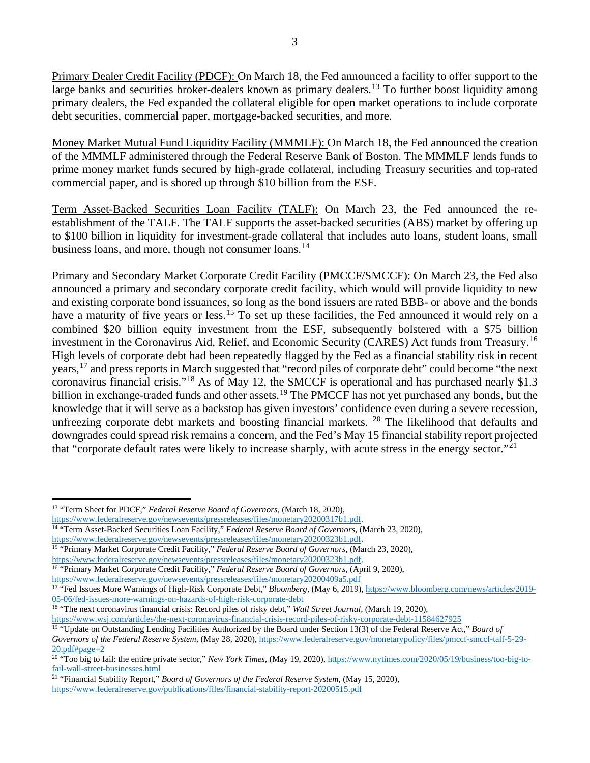<u>Primary Dealer Credit Facility (PDCF):</u> On March 18, the Fed announced a facility to offer support to the large banks and securities broker-dealers known as primary dealers.[13] To further boost liquidity among primary dealers, the Fed expanded the collateral eligible for open market operations to include corporate debt securities, commercial paper, mortgage-backed securities, and more.

<u>Money Market Mutual Fund Liquidity Facility (MMMLF):</u> On March 18, the Fed announced the creation of the MMMLF administered through the Federal Reserve Bank of Boston. The MMMLF lends funds to prime money market funds secured by high-grade collateral, including Treasury securities and top-rated commercial paper, and is shored up through $10 billion from the ESF.

<u>Term Asset-Backed Securities Loan Facility (TALF):</u> On March 23, the Fed announced the re-establishment of the TALF. The TALF supports the asset-backed securities (ABS) market by offering up to $100 billion in liquidity for investment-grade collateral that includes auto loans, student loans, small business loans, and more, though not consumer loans.[14]

<u>Primary and Secondary Market Corporate Credit Facility (PMCCF/SMCCF)</u>: On March 23, the Fed also announced a primary and secondary corporate credit facility, which would will provide liquidity to new and existing corporate bond issuances, so long as the bond issuers are rated BBB- or above and the bonds have a maturity of five years or less.[15] To set up these facilities, the Fed announced it would rely on a combined $20 billion equity investment from the ESF, subsequently bolstered with a $75 billion investment in the Coronavirus Aid, Relief, and Economic Security (CARES) Act funds from Treasury.[16] High levels of corporate debt had been repeatedly flagged by the Fed as a financial stability risk in recent years,[17] and press reports in March suggested that "record piles of corporate debt" could become "the next coronavirus financial crisis."[18] As of May 12, the SMCCF is operational and has purchased nearly $1.3 billion in exchange-traded funds and other assets.[19] The PMCCF has not yet purchased any bonds, but the knowledge that it will serve as a backstop has given investors' confidence even during a severe recession, unfreezing corporate debt markets and boosting financial markets.[20] The likelihood that defaults and downgrades could spread risk remains a concern, and the Fed's May 15 financial stability report projected that "corporate default rates were likely to increase sharply, with acute stress in the energy sector."[21]

---

[13] "Term Sheet for PDCF," *Federal Reserve Board of Governors*, (March 18, 2020), https://www.federalreserve.gov/newsevents/pressreleases/files/monetary20200317b1.pdf.

[14] "Term Asset-Backed Securities Loan Facility," *Federal Reserve Board of Governors*, (March 23, 2020), https://www.federalreserve.gov/newsevents/pressreleases/files/monetary20200323b1.pdf.

[15] "Primary Market Corporate Credit Facility," *Federal Reserve Board of Governors*, (March 23, 2020), https://www.federalreserve.gov/newsevents/pressreleases/files/monetary20200323b1.pdf.

[16] "Primary Market Corporate Credit Facility," *Federal Reserve Board of Governors*, (April 9, 2020), https://www.federalreserve.gov/newsevents/pressreleases/files/monetary20200409a5.pdf

[17] "Fed Issues More Warnings of High-Risk Corporate Debt," *Bloomberg*, (May 6, 2019), https://www.bloomberg.com/news/articles/2019-05-06/fed-issues-more-warnings-on-hazards-of-high-risk-corporate-debt

[18] "The next coronavirus financial crisis: Record piles of risky debt," *Wall Street Journal*, (March 19, 2020), https://www.wsj.com/articles/the-next-coronavirus-financial-crisis-record-piles-of-risky-corporate-debt-11584627925

[19] "Update on Outstanding Lending Facilities Authorized by the Board under Section 13(3) of the Federal Reserve Act," *Board of Governors of the Federal Reserve System*, (May 28, 2020), https://www.federalreserve.gov/monetarypolicy/files/pmccf-smccf-talf-5-29-20.pdf#page=2

[20] "Too big to fail: the entire private sector," *New York Times*, (May 19, 2020), https://www.nytimes.com/2020/05/19/business/too-big-to-fail-wall-street-businesses.html

[21] "Financial Stability Report," *Board of Governors of the Federal Reserve System*, (May 15, 2020), https://www.federalreserve.gov/publications/files/financial-stability-report-20200515.pdf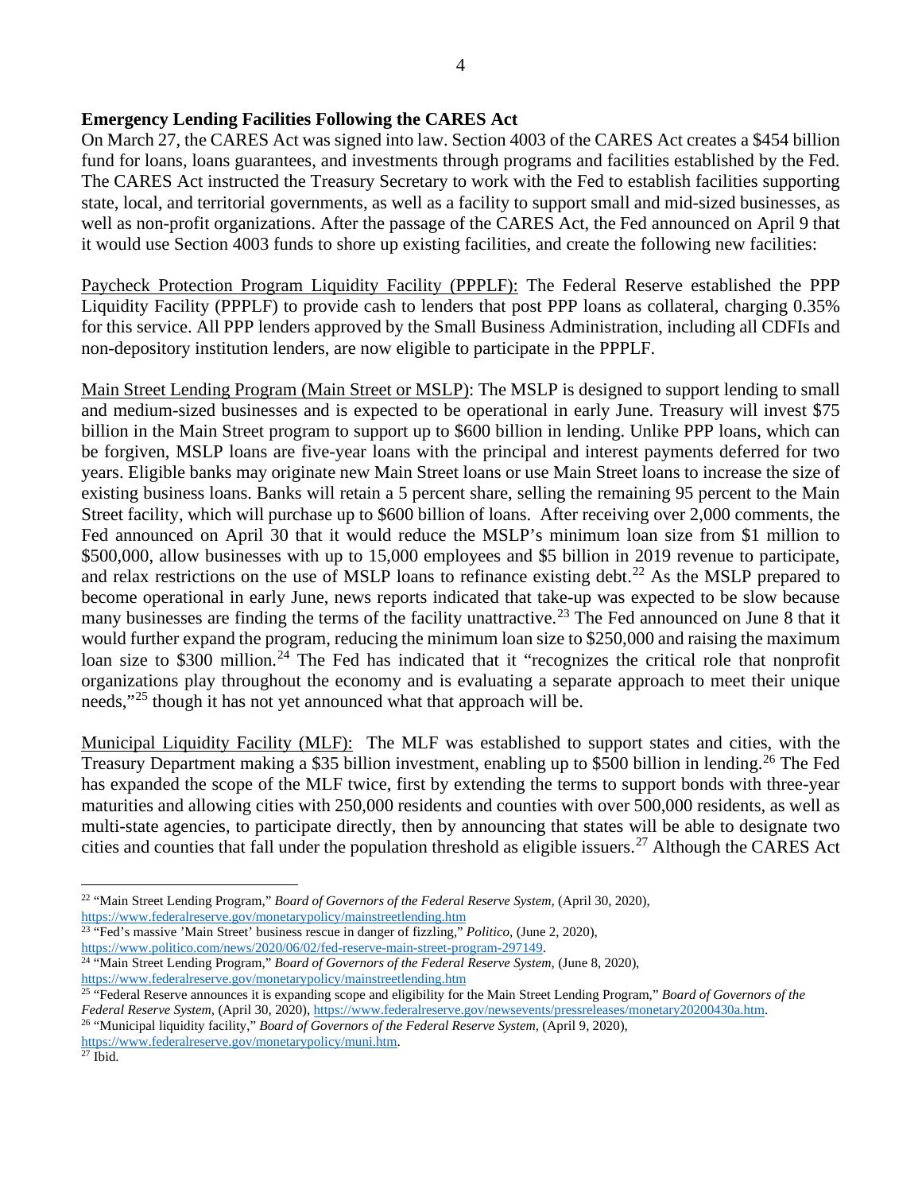**Emergency Lending Facilities Following the CARES Act**

On March 27, the CARES Act was signed into law. Section 4003 of the CARES Act creates a $454 billion fund for loans, loans guarantees, and investments through programs and facilities established by the Fed. The CARES Act instructed the Treasury Secretary to work with the Fed to establish facilities supporting state, local, and territorial governments, as well as a facility to support small and mid-sized businesses, as well as non-profit organizations. After the passage of the CARES Act, the Fed announced on April 9 that it would use Section 4003 funds to shore up existing facilities, and create the following new facilities:

<u>Paycheck Protection Program Liquidity Facility (PPPLF):</u> The Federal Reserve established the PPP Liquidity Facility (PPPLF) to provide cash to lenders that post PPP loans as collateral, charging 0.35% for this service. All PPP lenders approved by the Small Business Administration, including all CDFIs and non-depository institution lenders, are now eligible to participate in the PPPLF.

<u>Main Street Lending Program (Main Street or MSLP)</u>: The MSLP is designed to support lending to small and medium-sized businesses and is expected to be operational in early June. Treasury will invest $75 billion in the Main Street program to support up to $600 billion in lending. Unlike PPP loans, which can be forgiven, MSLP loans are five-year loans with the principal and interest payments deferred for two years. Eligible banks may originate new Main Street loans or use Main Street loans to increase the size of existing business loans. Banks will retain a 5 percent share, selling the remaining 95 percent to the Main Street facility, which will purchase up to $600 billion of loans. After receiving over 2,000 comments, the Fed announced on April 30 that it would reduce the MSLP's minimum loan size from $1 million to $500,000, allow businesses with up to 15,000 employees and $5 billion in 2019 revenue to participate, and relax restrictions on the use of MSLP loans to refinance existing debt.[22] As the MSLP prepared to become operational in early June, news reports indicated that take-up was expected to be slow because many businesses are finding the terms of the facility unattractive.[23] The Fed announced on June 8 that it would further expand the program, reducing the minimum loan size to $250,000 and raising the maximum loan size to $300 million.[24] The Fed has indicated that it "recognizes the critical role that nonprofit organizations play throughout the economy and is evaluating a separate approach to meet their unique needs,"[25] though it has not yet announced what that approach will be.

<u>Municipal Liquidity Facility (MLF):</u> The MLF was established to support states and cities, with the Treasury Department making a $35 billion investment, enabling up to $500 billion in lending.[26] The Fed has expanded the scope of the MLF twice, first by extending the terms to support bonds with three-year maturities and allowing cities with 250,000 residents and counties with over 500,000 residents, as well as multi-state agencies, to participate directly, then by announcing that states will be able to designate two cities and counties that fall under the population threshold as eligible issuers.[27] Although the CARES Act

---

[22] "Main Street Lending Program," *Board of Governors of the Federal Reserve System,* (April 30, 2020), https://www.federalreserve.gov/monetarypolicy/mainstreetlending.htm

[23] "Fed's massive 'Main Street' business rescue in danger of fizzling," *Politico,* (June 2, 2020), https://www.politico.com/news/2020/06/02/fed-reserve-main-street-program-297149.

[24] "Main Street Lending Program," *Board of Governors of the Federal Reserve System,* (June 8, 2020), https://www.federalreserve.gov/monetarypolicy/mainstreetlending.htm

[25] "Federal Reserve announces it is expanding scope and eligibility for the Main Street Lending Program," *Board of Governors of the Federal Reserve System,* (April 30, 2020), https://www.federalreserve.gov/newsevents/pressreleases/monetary20200430a.htm.

[26] "Municipal liquidity facility," *Board of Governors of the Federal Reserve System,* (April 9, 2020), https://www.federalreserve.gov/monetarypolicy/muni.htm.

[27] Ibid.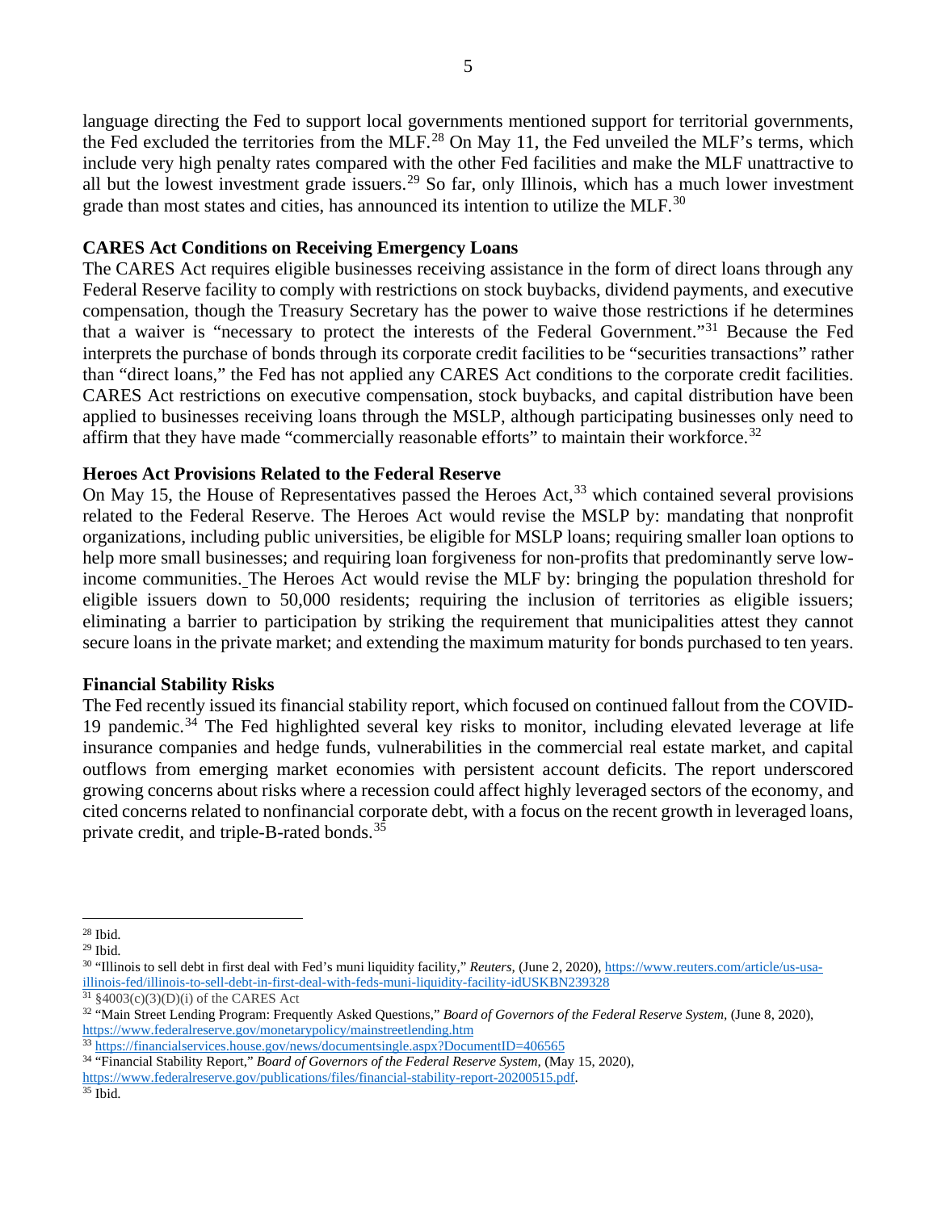language directing the Fed to support local governments mentioned support for territorial governments, the Fed excluded the territories from the MLF.[28] On May 11, the Fed unveiled the MLF's terms, which include very high penalty rates compared with the other Fed facilities and make the MLF unattractive to all but the lowest investment grade issuers.[29] So far, only Illinois, which has a much lower investment grade than most states and cities, has announced its intention to utilize the MLF.[30]

**CARES Act Conditions on Receiving Emergency Loans**

The CARES Act requires eligible businesses receiving assistance in the form of direct loans through any Federal Reserve facility to comply with restrictions on stock buybacks, dividend payments, and executive compensation, though the Treasury Secretary has the power to waive those restrictions if he determines that a waiver is "necessary to protect the interests of the Federal Government."[31] Because the Fed interprets the purchase of bonds through its corporate credit facilities to be "securities transactions" rather than "direct loans," the Fed has not applied any CARES Act conditions to the corporate credit facilities. CARES Act restrictions on executive compensation, stock buybacks, and capital distribution have been applied to businesses receiving loans through the MSLP, although participating businesses only need to affirm that they have made "commercially reasonable efforts" to maintain their workforce.[32]

**Heroes Act Provisions Related to the Federal Reserve**

On May 15, the House of Representatives passed the Heroes Act,[33] which contained several provisions related to the Federal Reserve. The Heroes Act would revise the MSLP by: mandating that nonprofit organizations, including public universities, be eligible for MSLP loans; requiring smaller loan options to help more small businesses; and requiring loan forgiveness for non-profits that predominantly serve low-income communities. The Heroes Act would revise the MLF by: bringing the population threshold for eligible issuers down to 50,000 residents; requiring the inclusion of territories as eligible issuers; eliminating a barrier to participation by striking the requirement that municipalities attest they cannot secure loans in the private market; and extending the maximum maturity for bonds purchased to ten years.

**Financial Stability Risks**

The Fed recently issued its financial stability report, which focused on continued fallout from the COVID-19 pandemic.[34] The Fed highlighted several key risks to monitor, including elevated leverage at life insurance companies and hedge funds, vulnerabilities in the commercial real estate market, and capital outflows from emerging market economies with persistent account deficits. The report underscored growing concerns about risks where a recession could affect highly leveraged sectors of the economy, and cited concerns related to nonfinancial corporate debt, with a focus on the recent growth in leveraged loans, private credit, and triple-B-rated bonds.[35]

---

[28] Ibid.

[29] Ibid.

[30] "Illinois to sell debt in first deal with Fed's muni liquidity facility," *Reuters,* (June 2, 2020), https://www.reuters.com/article/us-usa-illinois-fed/illinois-to-sell-debt-in-first-deal-with-feds-muni-liquidity-facility-idUSKBN239328

[31] §4003(c)(3)(D)(i) of the CARES Act

[32] "Main Street Lending Program: Frequently Asked Questions," *Board of Governors of the Federal Reserve System,* (June 8, 2020), https://www.federalreserve.gov/monetarypolicy/mainstreetlending.htm

[33] https://financialservices.house.gov/news/documentsingle.aspx?DocumentID=406565

[34] "Financial Stability Report," *Board of Governors of the Federal Reserve System,* (May 15, 2020), https://www.federalreserve.gov/publications/files/financial-stability-report-20200515.pdf.

[35] Ibid.